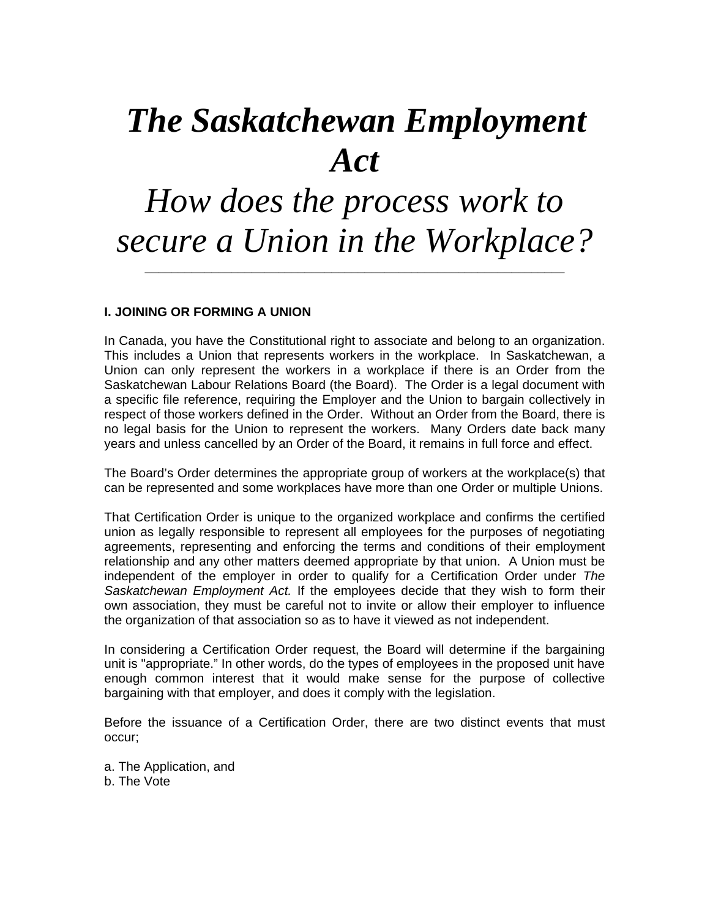# *The Saskatchewan Employment Act*

## *How does the process work to secure a Union in the Workplace?*

---

**I. JOINING OR FORMING A UNION**

In Canada, you have the Constitutional right to associate and belong to an organization. This includes a Union that represents workers in the workplace. In Saskatchewan, a Union can only represent the workers in a workplace if there is an Order from the Saskatchewan Labour Relations Board (the Board). The Order is a legal document with a specific file reference, requiring the Employer and the Union to bargain collectively in respect of those workers defined in the Order. Without an Order from the Board, there is no legal basis for the Union to represent the workers. Many Orders date back many years and unless cancelled by an Order of the Board, it remains in full force and effect.

The Board's Order determines the appropriate group of workers at the workplace(s) that can be represented and some workplaces have more than one Order or multiple Unions.

That Certification Order is unique to the organized workplace and confirms the certified union as legally responsible to represent all employees for the purposes of negotiating agreements, representing and enforcing the terms and conditions of their employment relationship and any other matters deemed appropriate by that union. A Union must be independent of the employer in order to qualify for a Certification Order under *The Saskatchewan Employment Act.* If the employees decide that they wish to form their own association, they must be careful not to invite or allow their employer to influence the organization of that association so as to have it viewed as not independent.

In considering a Certification Order request, the Board will determine if the bargaining unit is "appropriate." In other words, do the types of employees in the proposed unit have enough common interest that it would make sense for the purpose of collective bargaining with that employer, and does it comply with the legislation.

Before the issuance of a Certification Order, there are two distinct events that must occur;

a. The Application, and
b. The Vote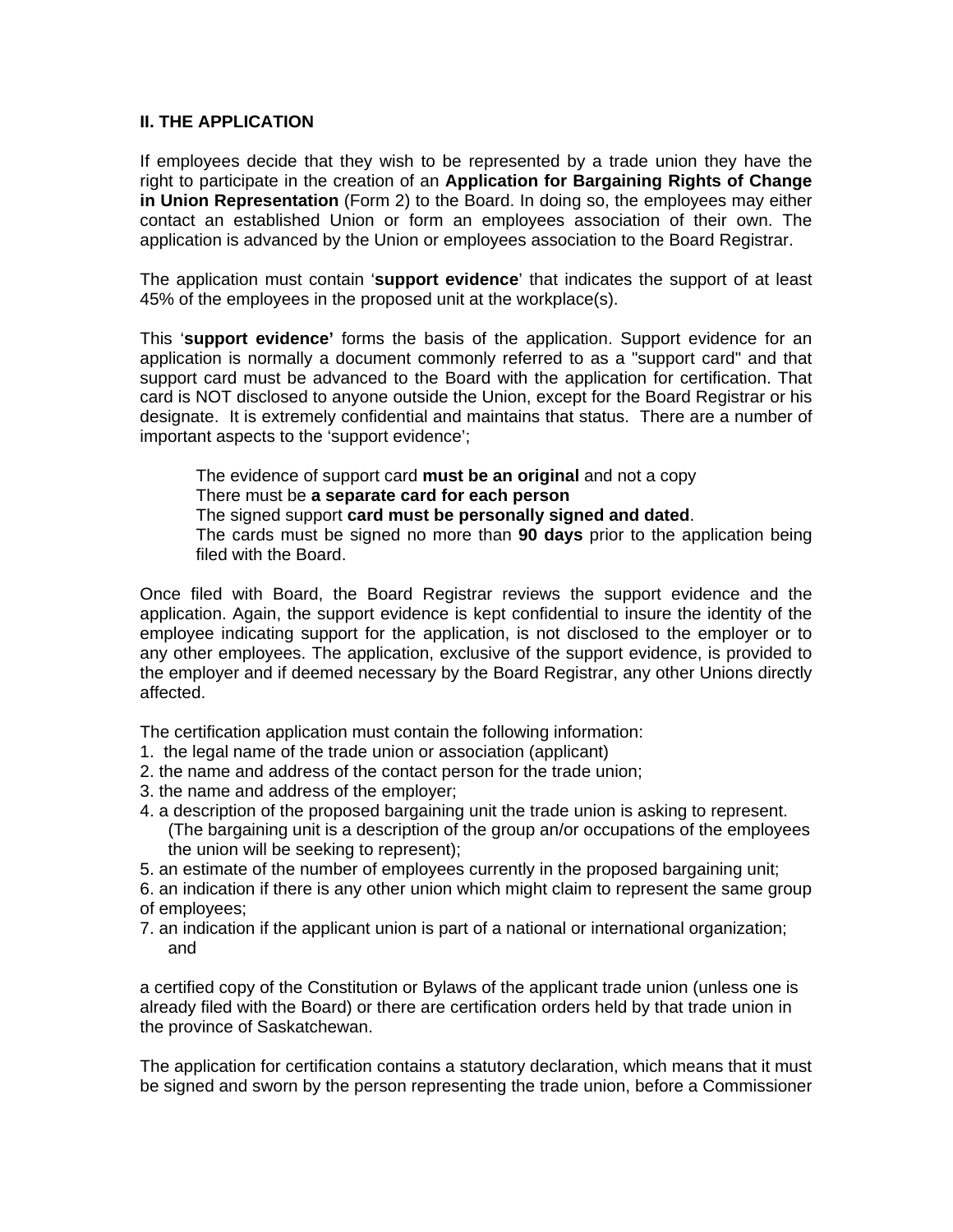## II. THE APPLICATION

If employees decide that they wish to be represented by a trade union they have the right to participate in the creation of an **Application for Bargaining Rights of Change in Union Representation** (Form 2) to the Board. In doing so, the employees may either contact an established Union or form an employees association of their own. The application is advanced by the Union or employees association to the Board Registrar.

The application must contain '**support evidence**' that indicates the support of at least 45% of the employees in the proposed unit at the workplace(s).

This '**support evidence'** forms the basis of the application. Support evidence for an application is normally a document commonly referred to as a "support card" and that support card must be advanced to the Board with the application for certification. That card is NOT disclosed to anyone outside the Union, except for the Board Registrar or his designate. It is extremely confidential and maintains that status. There are a number of important aspects to the 'support evidence';

> The evidence of support card **must be an original** and not a copy
> There must be **a separate card for each person**
> The signed support **card must be personally signed and dated**.
> The cards must be signed no more than **90 days** prior to the application being filed with the Board.

Once filed with Board, the Board Registrar reviews the support evidence and the application. Again, the support evidence is kept confidential to insure the identity of the employee indicating support for the application, is not disclosed to the employer or to any other employees. The application, exclusive of the support evidence, is provided to the employer and if deemed necessary by the Board Registrar, any other Unions directly affected.

The certification application must contain the following information:

1. the legal name of the trade union or association (applicant)
2. the name and address of the contact person for the trade union;
3. the name and address of the employer;
4. a description of the proposed bargaining unit the trade union is asking to represent. (The bargaining unit is a description of the group an/or occupations of the employees the union will be seeking to represent);
5. an estimate of the number of employees currently in the proposed bargaining unit;
6. an indication if there is any other union which might claim to represent the same group of employees;
7. an indication if the applicant union is part of a national or international organization; and

a certified copy of the Constitution or Bylaws of the applicant trade union (unless one is already filed with the Board) or there are certification orders held by that trade union in the province of Saskatchewan.

The application for certification contains a statutory declaration, which means that it must be signed and sworn by the person representing the trade union, before a Commissioner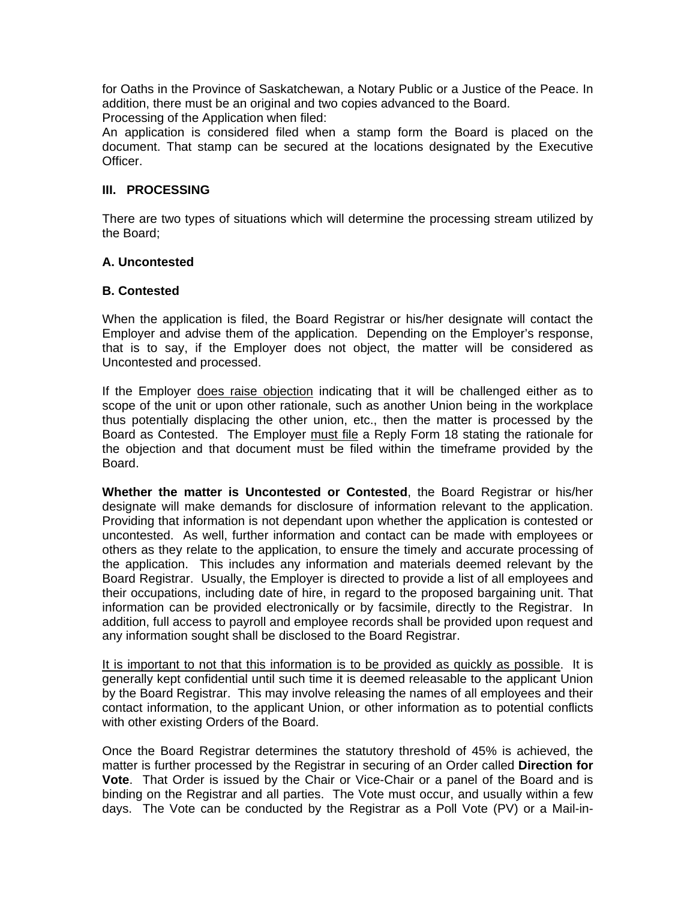for Oaths in the Province of Saskatchewan, a Notary Public or a Justice of the Peace. In addition, there must be an original and two copies advanced to the Board.
Processing of the Application when filed:
An application is considered filed when a stamp form the Board is placed on the document. That stamp can be secured at the locations designated by the Executive Officer.

## III. PROCESSING

There are two types of situations which will determine the processing stream utilized by the Board;

### A. Uncontested

### B. Contested

When the application is filed, the Board Registrar or his/her designate will contact the Employer and advise them of the application. Depending on the Employer's response, that is to say, if the Employer does not object, the matter will be considered as Uncontested and processed.

If the Employer does raise objection indicating that it will be challenged either as to scope of the unit or upon other rationale, such as another Union being in the workplace thus potentially displacing the other union, etc., then the matter is processed by the Board as Contested. The Employer must file a Reply Form 18 stating the rationale for the objection and that document must be filed within the timeframe provided by the Board.

**Whether the matter is Uncontested or Contested**, the Board Registrar or his/her designate will make demands for disclosure of information relevant to the application. Providing that information is not dependant upon whether the application is contested or uncontested. As well, further information and contact can be made with employees or others as they relate to the application, to ensure the timely and accurate processing of the application. This includes any information and materials deemed relevant by the Board Registrar. Usually, the Employer is directed to provide a list of all employees and their occupations, including date of hire, in regard to the proposed bargaining unit. That information can be provided electronically or by facsimile, directly to the Registrar. In addition, full access to payroll and employee records shall be provided upon request and any information sought shall be disclosed to the Board Registrar.

It is important to not that this information is to be provided as quickly as possible. It is generally kept confidential until such time it is deemed releasable to the applicant Union by the Board Registrar. This may involve releasing the names of all employees and their contact information, to the applicant Union, or other information as to potential conflicts with other existing Orders of the Board.

Once the Board Registrar determines the statutory threshold of 45% is achieved, the matter is further processed by the Registrar in securing of an Order called **Direction for Vote**. That Order is issued by the Chair or Vice-Chair or a panel of the Board and is binding on the Registrar and all parties. The Vote must occur, and usually within a few days. The Vote can be conducted by the Registrar as a Poll Vote (PV) or a Mail-in-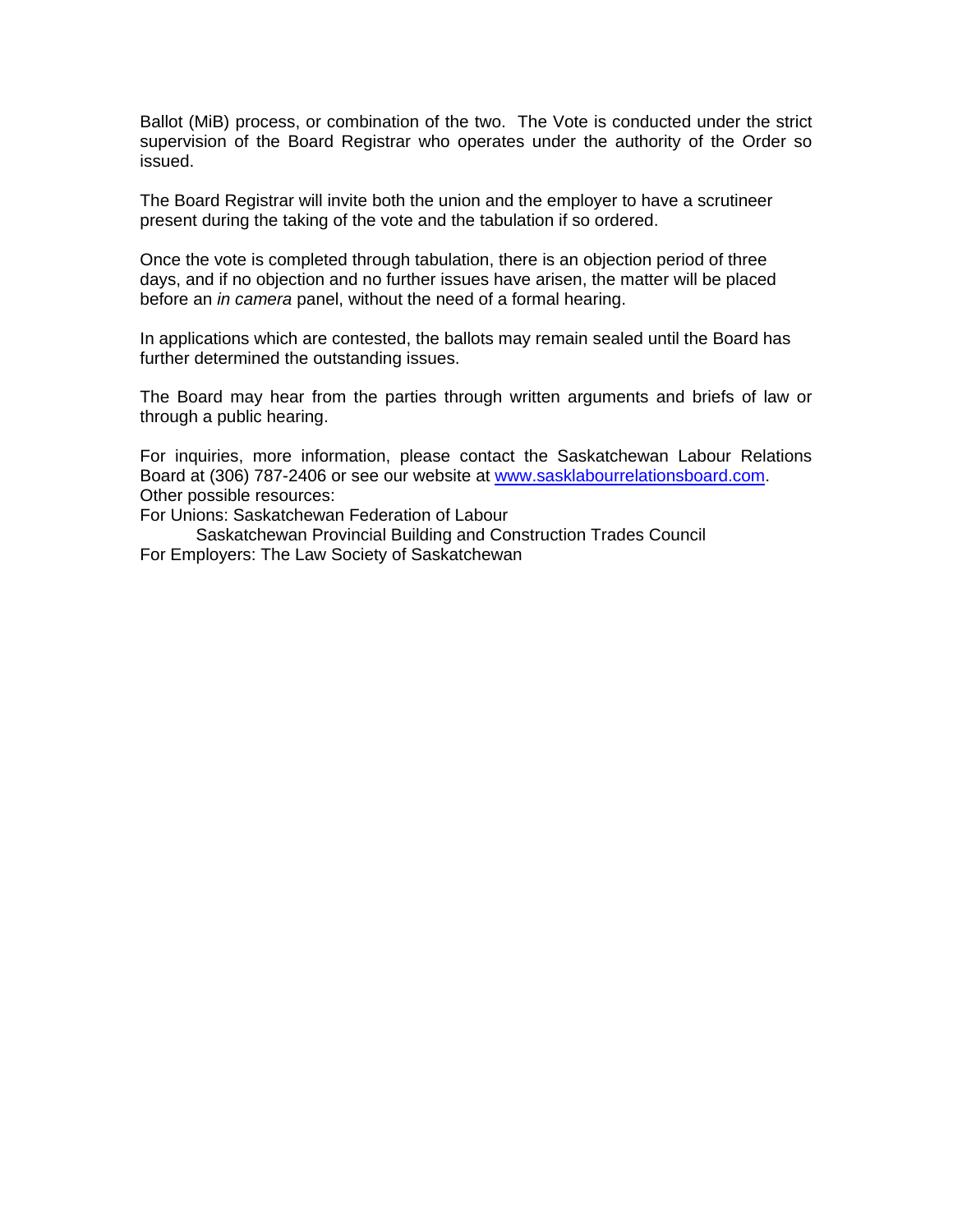Ballot (MiB) process, or combination of the two. The Vote is conducted under the strict supervision of the Board Registrar who operates under the authority of the Order so issued.

The Board Registrar will invite both the union and the employer to have a scrutineer present during the taking of the vote and the tabulation if so ordered.

Once the vote is completed through tabulation, there is an objection period of three days, and if no objection and no further issues have arisen, the matter will be placed before an *in camera* panel, without the need of a formal hearing.

In applications which are contested, the ballots may remain sealed until the Board has further determined the outstanding issues.

The Board may hear from the parties through written arguments and briefs of law or through a public hearing.

For inquiries, more information, please contact the Saskatchewan Labour Relations Board at (306) 787-2406 or see our website at [www.sasklabourrelationsboard.com](http://www.sasklabourrelationsboard.com).
Other possible resources:
For Unions: Saskatchewan Federation of Labour
Saskatchewan Provincial Building and Construction Trades Council
For Employers: The Law Society of Saskatchewan